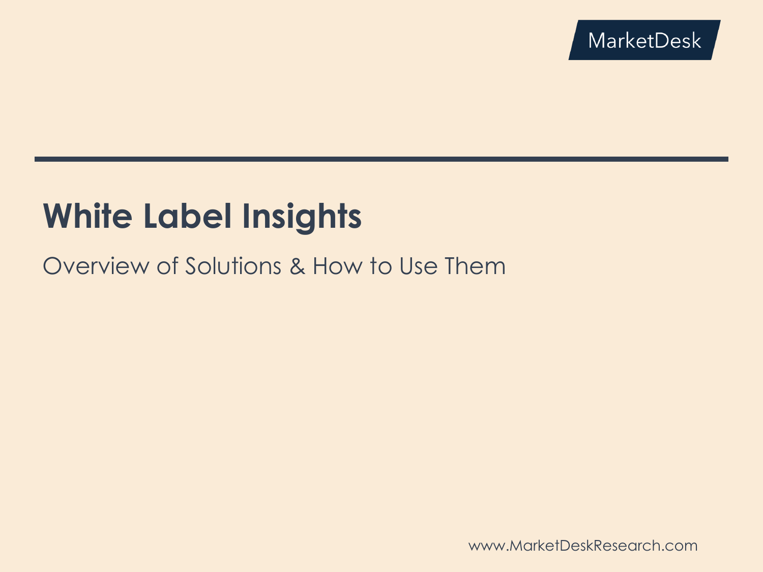MarketDesk

# White Label Insights

Overview of Solutions & How to Use Them

www.MarketDeskResearch.com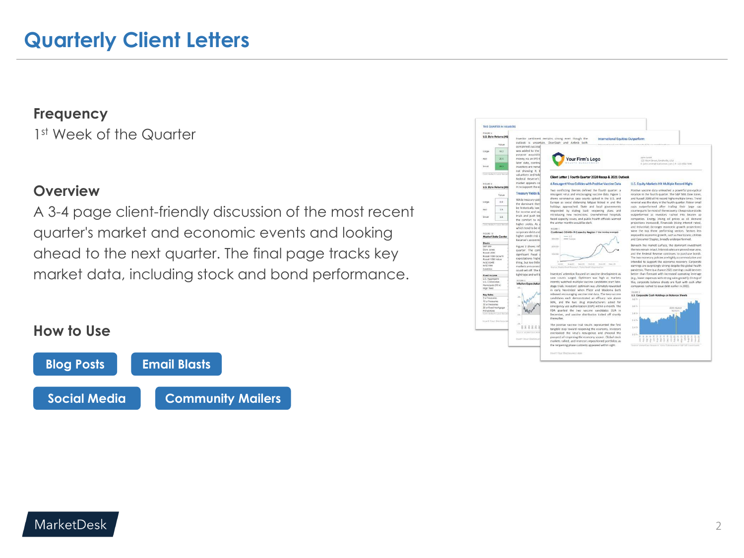# Quarterly Client Letters

## Frequency

1st Week of the Quarter

## Overview

A 3-4 page client-friendly discussion of the most recent quarter's market and economic events and looking ahead to the next quarter. The final page tracks key market data, including stock and bond performance.

## How to Use

- Blog Posts
- Email Blasts
- Social Media
- Community Mailers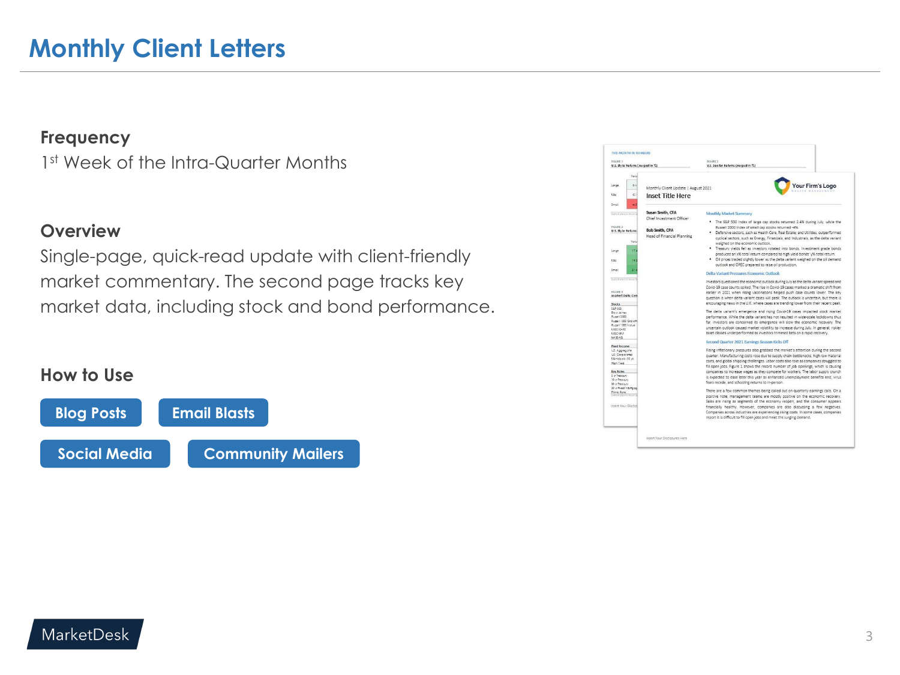# Monthly Client Letters

**Frequency**

1st Week of the Intra-Quarter Months

**Overview**

Single-page, quick-read update with client-friendly market commentary. The second page tracks key market data, including stock and bond performance.

**How to Use**

- Blog Posts
- Email Blasts
- Social Media
- Community Mailers

MarketDesk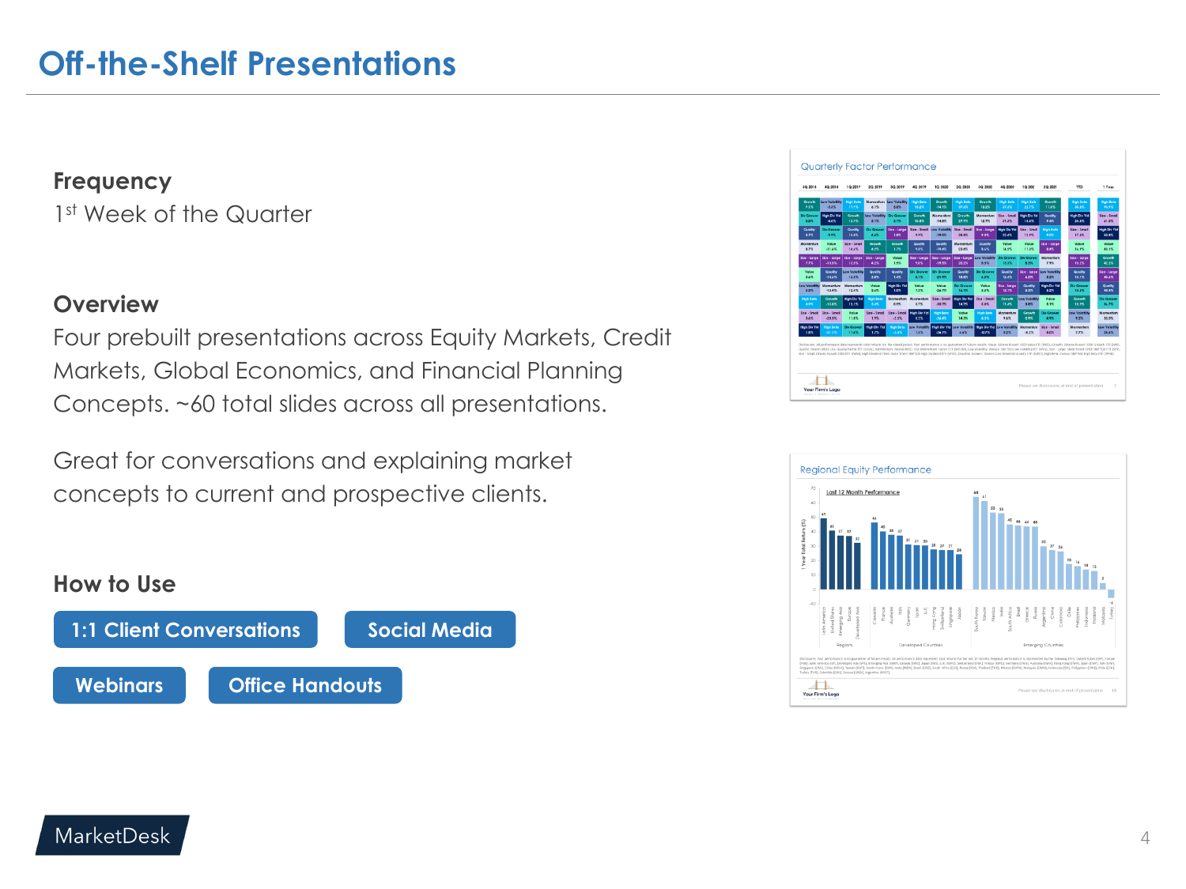# Off-the-Shelf Presentations

### Frequency

1st Week of the Quarter

### Overview

Four prebuilt presentations across Equity Markets, Credit Markets, Global Economics, and Financial Planning Concepts. ~60 total slides across all presentations.

Great for conversations and explaining market concepts to current and prospective clients.

### How to Use

- 1:1 Client Conversations
- Social Media
- Webinars
- Office Handouts

Quarterly Factor Performance

Regional Equity Performance

Last 12 Month Performance

MarketDesk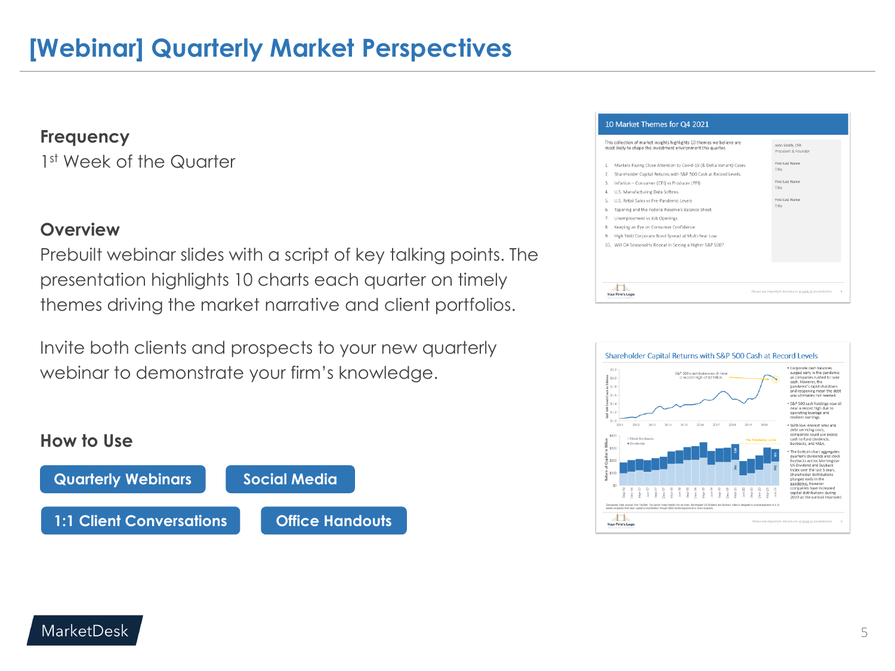# [Webinar] Quarterly Market Perspectives

**Frequency**

1st Week of the Quarter

**Overview**

Prebuilt webinar slides with a script of key talking points. The presentation highlights 10 charts each quarter on timely themes driving the market narrative and client portfolios.

Invite both clients and prospects to your new quarterly webinar to demonstrate your firm's knowledge.

**How to Use**

- Quarterly Webinars
- Social Media
- 1:1 Client Conversations
- Office Handouts

MarketDesk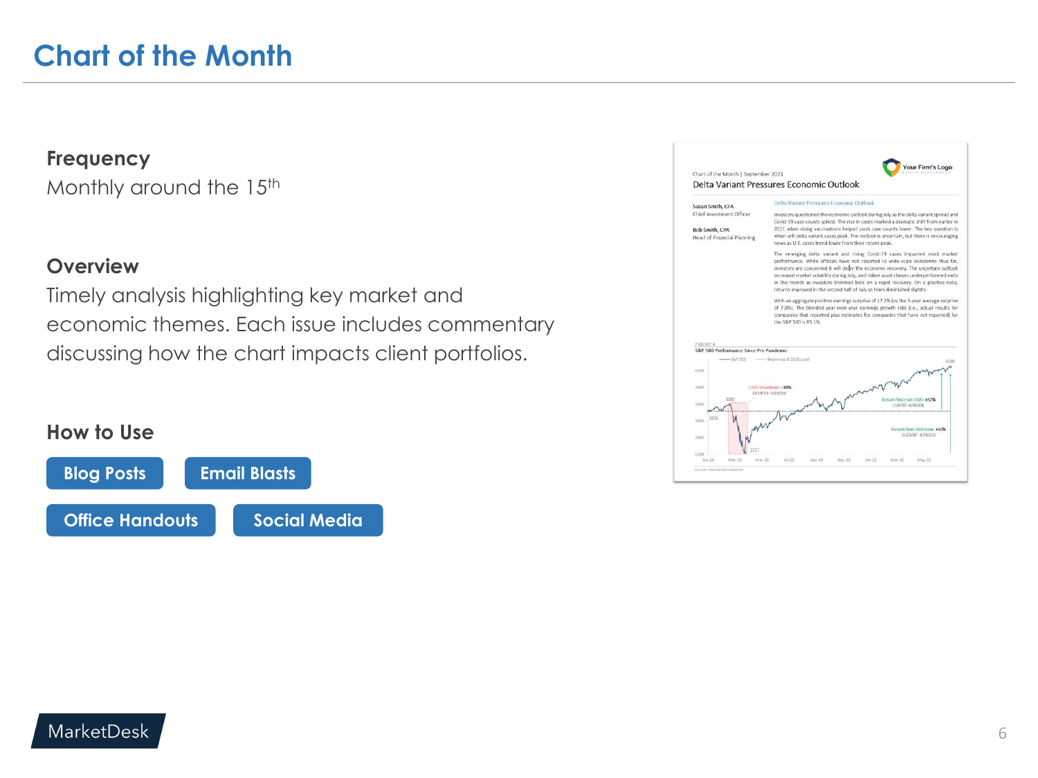# Chart of the Month

**Frequency**

Monthly around the 15th

**Overview**

Timely analysis highlighting key market and economic themes. Each issue includes commentary discussing how the chart impacts client portfolios.

**How to Use**

Blog Posts

Email Blasts

Office Handouts

Social Media

Chart of the Month | September 2021

Delta Variant Pressures Economic Outlook

Your Firm's Logo

Susan Smith, CFA
Chief Investment Officer

Bob Smith, CPA
Head of Financial Planning

Delta Variant Pressures Economic Outlook

Investors questioned the economic outlook during July as the delta variant spread and Covid-19 case counts spiked. The rise in cases marked a dramatic shift from earlier in 2021 when rising vaccinations helped push case counts lower. The key question is when will delta variant cases peak. The outlook is uncertain, but there is encouraging news as U.K. cases trend lower from their recent peak.

The emerging delta variant and rising Covid-19 cases impacted stock market performance. While officials have not resorted to wide scale lockdowns thus far, investors are concerned it will delay the economic recovery. The uncertain outlook increased market volatility during July, and riskier asset classes underperformed early in the month as investors trimmed bets on a rapid recovery. On a positive note, returns improved in the second half of July as fears diminished slightly.

With an aggregate positive earnings surprise of 17.3% (vs the 5-year average surprise of 7.8%). The blended year-over-year earnings growth rate (i.e., actual results for companies that reported plus estimates for companies that have not reported) for the S&P 500 is 85.1%.

FIGURE 4
S&P 500 Performance Since Pre-Pandemic

S&P 500 — Beginning of 2020 Level

2020 Drawdown: -34% (2/19/20 - 3/23/20)

Return Since Jan 2020: +32% (1/1/20 - 6/30/21)

Return from 2020 Low: +92% (3/23/20 - 6/30/21)

3386
3231
2237
4298

Source: MarketDesk Research

MarketDesk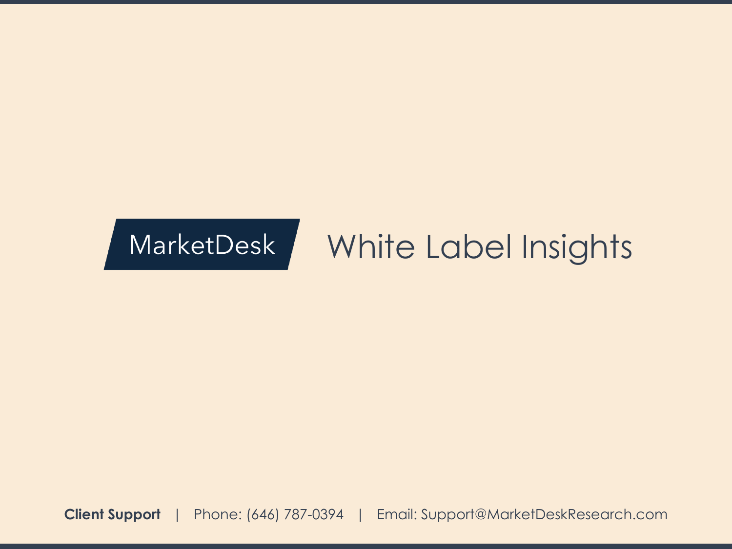MarketDesk White Label Insights

**Client Support** | Phone: (646) 787-0394 | Email: Support@MarketDeskResearch.com